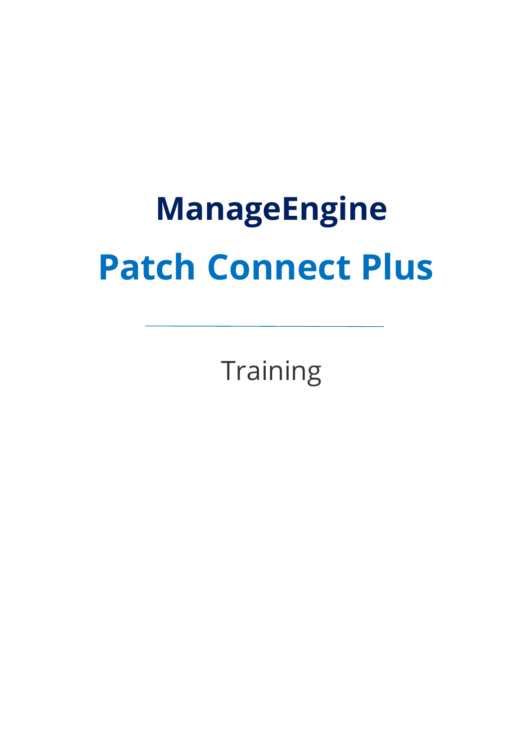# ManageEngine

# Patch Connect Plus

---

Training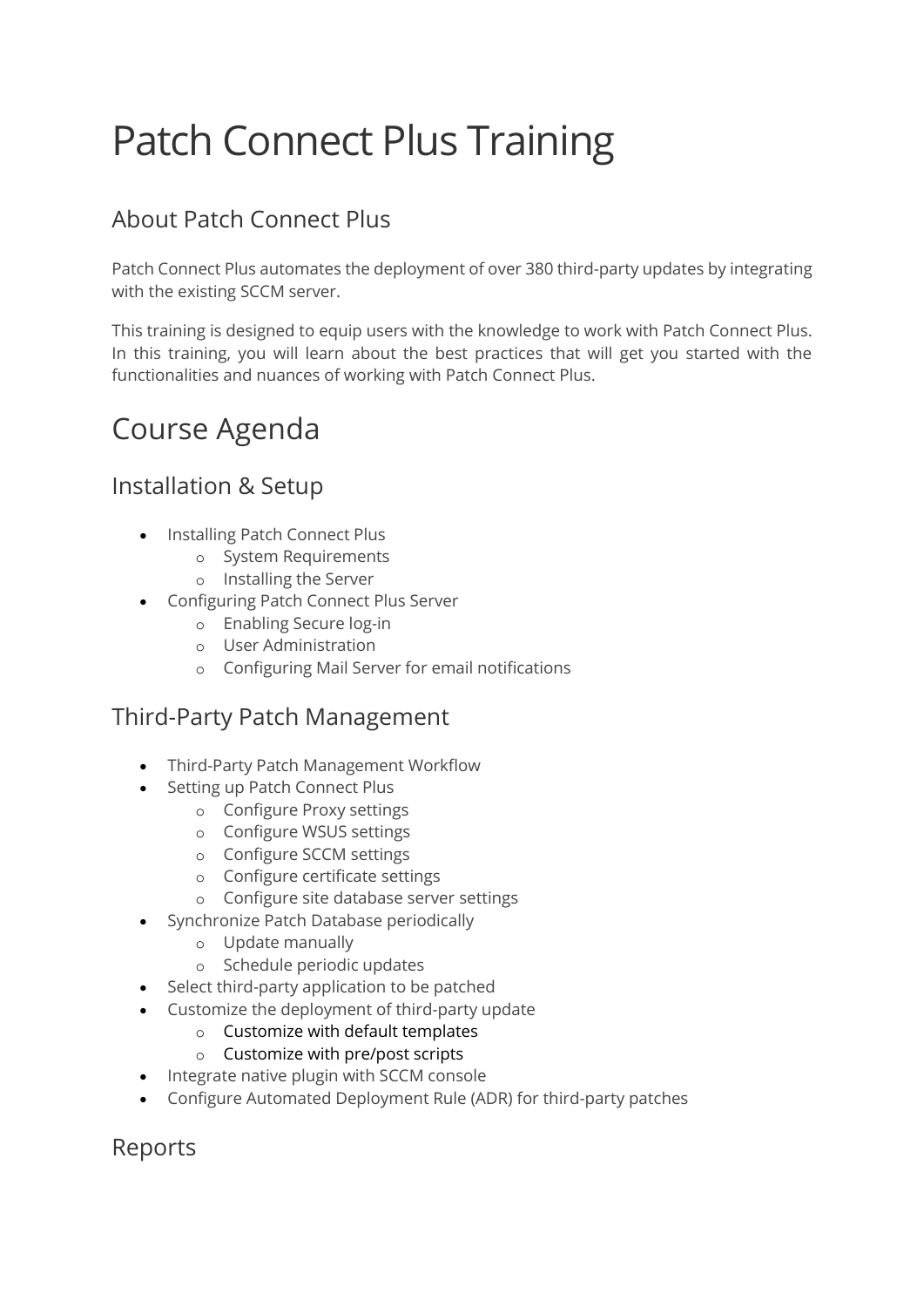# Patch Connect Plus Training

## About Patch Connect Plus

Patch Connect Plus automates the deployment of over 380 third-party updates by integrating with the existing SCCM server.

This training is designed to equip users with the knowledge to work with Patch Connect Plus. In this training, you will learn about the best practices that will get you started with the functionalities and nuances of working with Patch Connect Plus.

# Course Agenda

## Installation & Setup

- Installing Patch Connect Plus
    - System Requirements
    - Installing the Server
- Configuring Patch Connect Plus Server
    - Enabling Secure log-in
    - User Administration
    - Configuring Mail Server for email notifications

## Third-Party Patch Management

- Third-Party Patch Management Workflow
- Setting up Patch Connect Plus
    - Configure Proxy settings
    - Configure WSUS settings
    - Configure SCCM settings
    - Configure certificate settings
    - Configure site database server settings
- Synchronize Patch Database periodically
    - Update manually
    - Schedule periodic updates
- Select third-party application to be patched
- Customize the deployment of third-party update
    - Customize with default templates
    - Customize with pre/post scripts
- Integrate native plugin with SCCM console
- Configure Automated Deployment Rule (ADR) for third-party patches

## Reports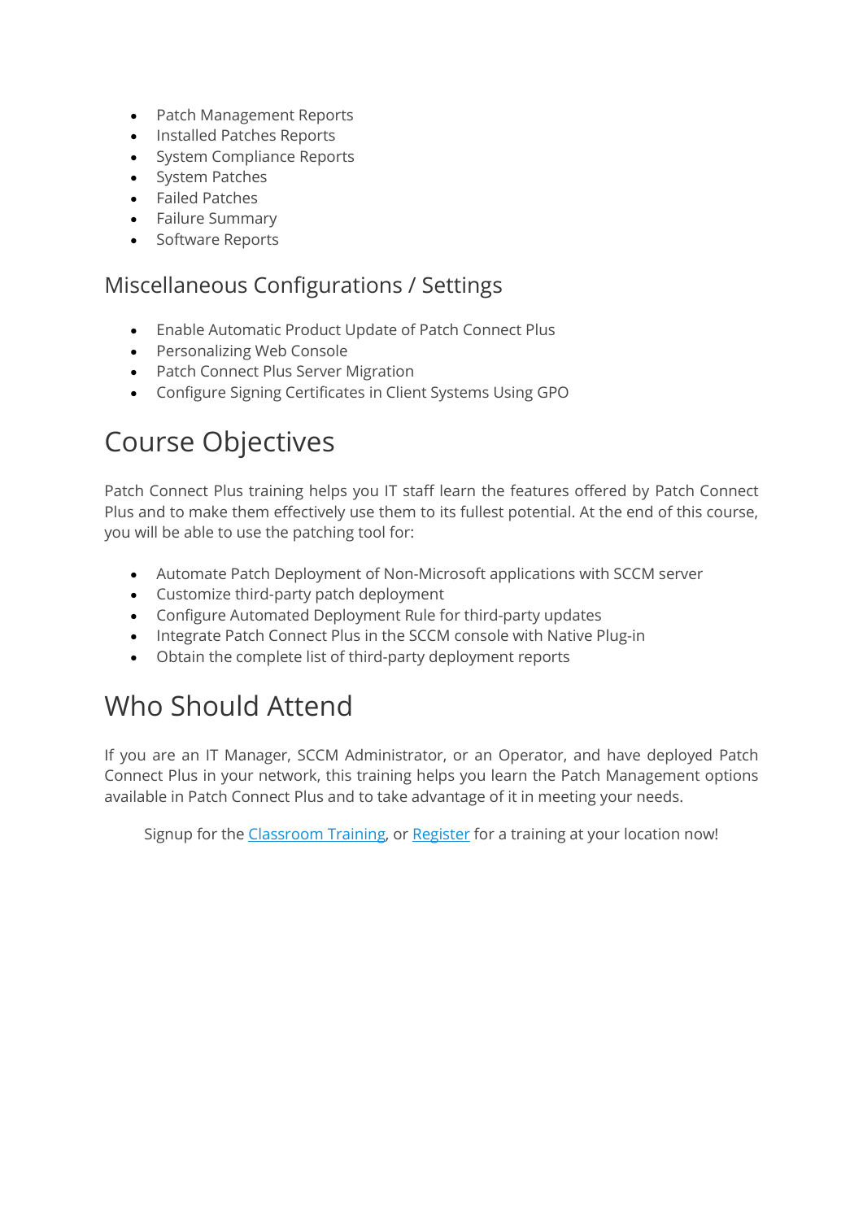- Patch Management Reports
- Installed Patches Reports
- System Compliance Reports
- System Patches
- Failed Patches
- Failure Summary
- Software Reports

### Miscellaneous Configurations / Settings

- Enable Automatic Product Update of Patch Connect Plus
- Personalizing Web Console
- Patch Connect Plus Server Migration
- Configure Signing Certificates in Client Systems Using GPO

## Course Objectives

Patch Connect Plus training helps you IT staff learn the features offered by Patch Connect Plus and to make them effectively use them to its fullest potential. At the end of this course, you will be able to use the patching tool for:

- Automate Patch Deployment of Non-Microsoft applications with SCCM server
- Customize third-party patch deployment
- Configure Automated Deployment Rule for third-party updates
- Integrate Patch Connect Plus in the SCCM console with Native Plug-in
- Obtain the complete list of third-party deployment reports

## Who Should Attend

If you are an IT Manager, SCCM Administrator, or an Operator, and have deployed Patch Connect Plus in your network, this training helps you learn the Patch Management options available in Patch Connect Plus and to take advantage of it in meeting your needs.

Signup for the Classroom Training, or Register for a training at your location now!